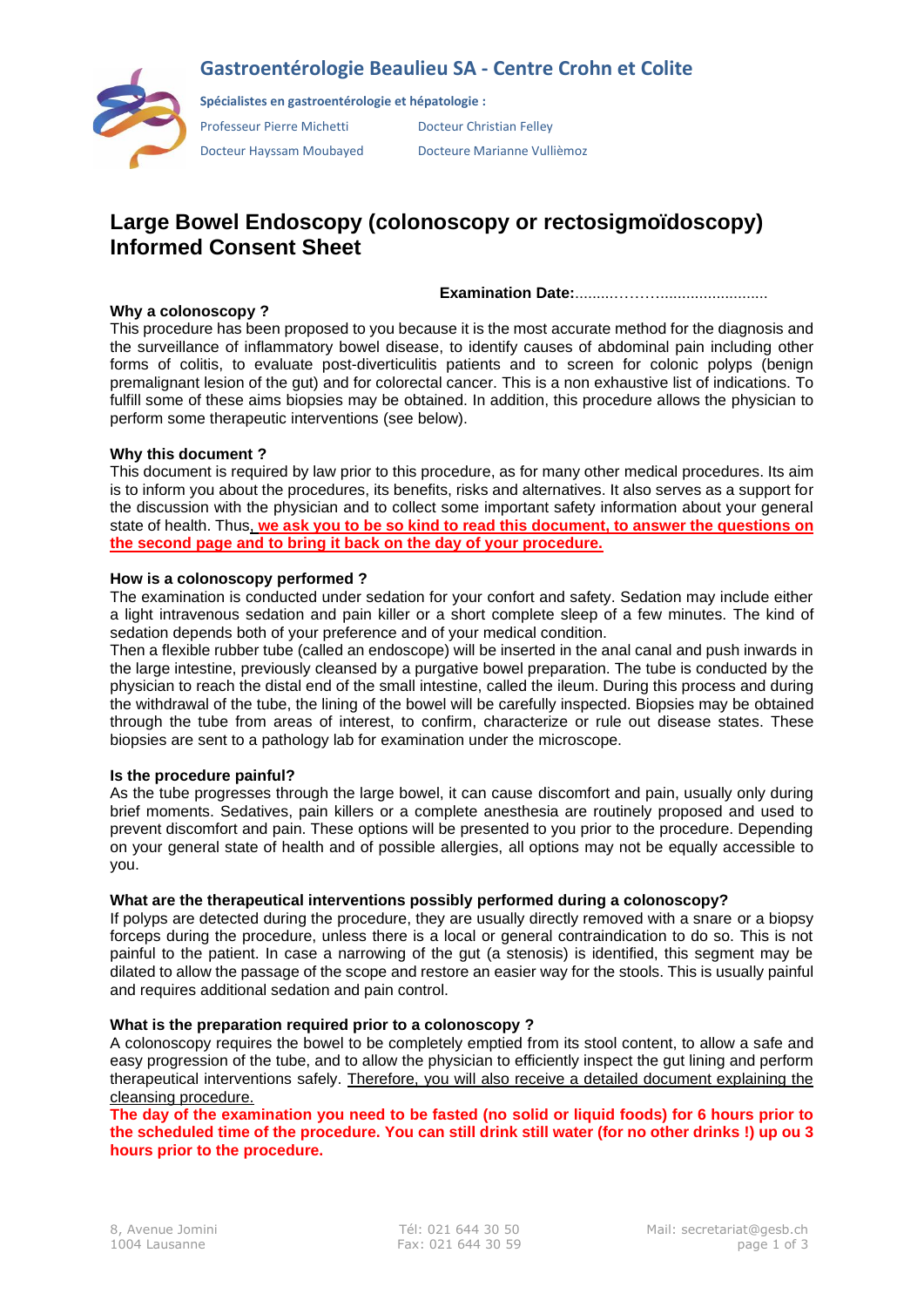# Gastroentérologie Beaulieu SA - Centre Crohn et Colite

**Spécialistes en gastroentérologie et hépatologie :**

Professeur Pierre Michetti
Docteur Christian Felley
Docteur Hayssam Moubayed
Docteure Marianne Vullièmoz

# Large Bowel Endoscopy (colonoscopy or rectosigmoïdoscopy) Informed Consent Sheet

**Examination Date:**.........………........................

### Why a colonoscopy ?

This procedure has been proposed to you because it is the most accurate method for the diagnosis and the surveillance of inflammatory bowel disease, to identify causes of abdominal pain including other forms of colitis, to evaluate post-diverticulitis patients and to screen for colonic polyps (benign premalignant lesion of the gut) and for colorectal cancer. This is a non exhaustive list of indications. To fulfill some of these aims biopsies may be obtained. In addition, this procedure allows the physician to perform some therapeutic interventions (see below).

### Why this document ?

This document is required by law prior to this procedure, as for many other medical procedures. Its aim is to inform you about the procedures, its benefits, risks and alternatives. It also serves as a support for the discussion with the physician and to collect some important safety information about your general state of health. Thus, **we ask you to be so kind to read this document, to answer the questions on the second page and to bring it back on the day of your procedure.**

### How is a colonoscopy performed ?

The examination is conducted under sedation for your confort and safety. Sedation may include either a light intravenous sedation and pain killer or a short complete sleep of a few minutes. The kind of sedation depends both of your preference and of your medical condition.

Then a flexible rubber tube (called an endoscope) will be inserted in the anal canal and push inwards in the large intestine, previously cleansed by a purgative bowel preparation. The tube is conducted by the physician to reach the distal end of the small intestine, called the ileum. During this process and during the withdrawal of the tube, the lining of the bowel will be carefully inspected. Biopsies may be obtained through the tube from areas of interest, to confirm, characterize or rule out disease states. These biopsies are sent to a pathology lab for examination under the microscope.

### Is the procedure painful?

As the tube progresses through the large bowel, it can cause discomfort and pain, usually only during brief moments. Sedatives, pain killers or a complete anesthesia are routinely proposed and used to prevent discomfort and pain. These options will be presented to you prior to the procedure. Depending on your general state of health and of possible allergies, all options may not be equally accessible to you.

### What are the therapeutical interventions possibly performed during a colonoscopy?

If polyps are detected during the procedure, they are usually directly removed with a snare or a biopsy forceps during the procedure, unless there is a local or general contraindication to do so. This is not painful to the patient. In case a narrowing of the gut (a stenosis) is identified, this segment may be dilated to allow the passage of the scope and restore an easier way for the stools. This is usually painful and requires additional sedation and pain control.

### What is the preparation required prior to a colonoscopy ?

A colonoscopy requires the bowel to be completely emptied from its stool content, to allow a safe and easy progression of the tube, and to allow the physician to efficiently inspect the gut lining and perform therapeutical interventions safely. Therefore, you will also receive a detailed document explaining the cleansing procedure.

**The day of the examination you need to be fasted (no solid or liquid foods) for 6 hours prior to the scheduled time of the procedure. You can still drink still water (for no other drinks !) up ou 3 hours prior to the procedure.**

8, Avenue Jomini
1004 Lausanne

Tél: 021 644 30 50
Fax: 021 644 30 59

Mail: secretariat@gesb.ch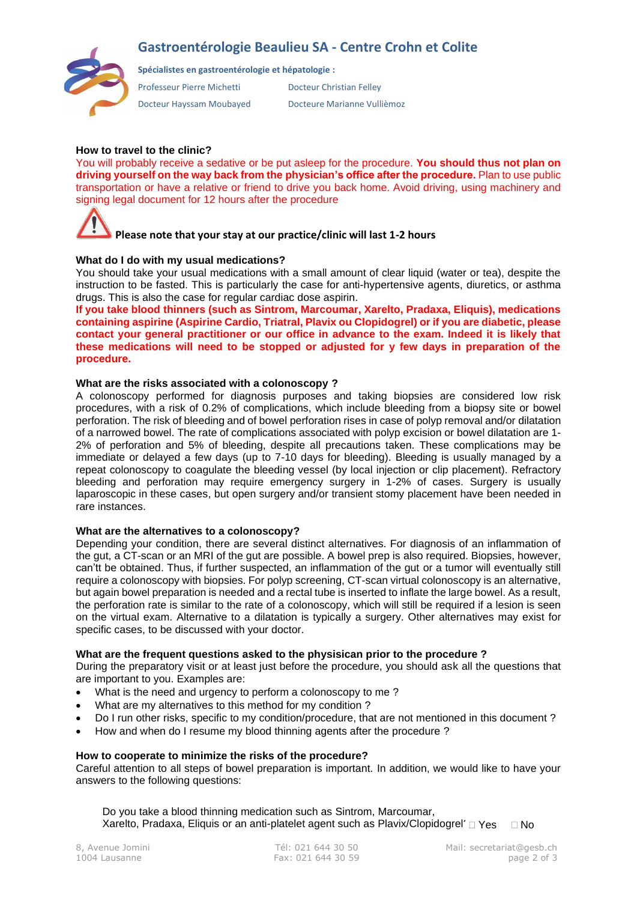# Gastroentérologie Beaulieu SA - Centre Crohn et Colite

**Spécialistes en gastroentérologie et hépatologie :**

Professeur Pierre Michetti
Docteur Christian Felley
Docteur Hayssam Moubayed
Docteure Marianne Vullièmoz

**How to travel to the clinic?**

You will probably receive a sedative or be put asleep for the procedure. **You should thus not plan on driving yourself on the way back from the physician's office after the procedure.** Plan to use public transportation or have a relative or friend to drive you back home. Avoid driving, using machinery and signing legal document for 12 hours after the procedure

**Please note that your stay at our practice/clinic will last 1-2 hours**

**What do I do with my usual medications?**

You should take your usual medications with a small amount of clear liquid (water or tea), despite the instruction to be fasted. This is particularly the case for anti-hypertensive agents, diuretics, or asthma drugs. This is also the case for regular cardiac dose aspirin.

**If you take blood thinners (such as Sintrom, Marcoumar, Xarelto, Pradaxa, Eliquis), medications containing aspirine (Aspirine Cardio, Triatral, Plavix ou Clopidogrel) or if you are diabetic, please contact your general practitioner or our office in advance to the exam. Indeed it is likely that these medications will need to be stopped or adjusted for y few days in preparation of the procedure.**

**What are the risks associated with a colonoscopy ?**

A colonoscopy performed for diagnosis purposes and taking biopsies are considered low risk procedures, with a risk of 0.2% of complications, which include bleeding from a biopsy site or bowel perforation. The risk of bleeding and of bowel perforation rises in case of polyp removal and/or dilatation of a narrowed bowel. The rate of complications associated with polyp excision or bowel dilatation are 1-2% of perforation and 5% of bleeding, despite all precautions taken. These complications may be immediate or delayed a few days (up to 7-10 days for bleeding). Bleeding is usually managed by a repeat colonoscopy to coagulate the bleeding vessel (by local injection or clip placement). Refractory bleeding and perforation may require emergency surgery in 1-2% of cases. Surgery is usually laparoscopic in these cases, but open surgery and/or transient stomy placement have been needed in rare instances.

**What are the alternatives to a colonoscopy?**

Depending your condition, there are several distinct alternatives. For diagnosis of an inflammation of the gut, a CT-scan or an MRI of the gut are possible. A bowel prep is also required. Biopsies, however, can'tt be obtained. Thus, if further suspected, an inflammation of the gut or a tumor will eventually still require a colonoscopy with biopsies. For polyp screening, CT-scan virtual colonoscopy is an alternative, but again bowel preparation is needed and a rectal tube is inserted to inflate the large bowel. As a result, the perforation rate is similar to the rate of a colonoscopy, which will still be required if a lesion is seen on the virtual exam. Alternative to a dilatation is typically a surgery. Other alternatives may exist for specific cases, to be discussed with your doctor.

**What are the frequent questions asked to the physisican prior to the procedure ?**

During the preparatory visit or at least just before the procedure, you should ask all the questions that are important to you. Examples are:

- What is the need and urgency to perform a colonoscopy to me ?
- What are my alternatives to this method for my condition ?
- Do I run other risks, specific to my condition/procedure, that are not mentioned in this document ?
- How and when do I resume my blood thinning agents after the procedure ?

**How to cooperate to minimize the risks of the procedure?**

Careful attention to all steps of bowel preparation is important. In addition, we would like to have your answers to the following questions:

Do you take a blood thinning medication such as Sintrom, Marcoumar, Xarelto, Pradaxa, Eliquis or an anti-platelet agent such as Plavix/Clopidogrel' ☐ Yes ☐ No

8, Avenue Jomini
1004 Lausanne
Tél: 021 644 30 50
Fax: 021 644 30 59
Mail: secretariat@gesb.ch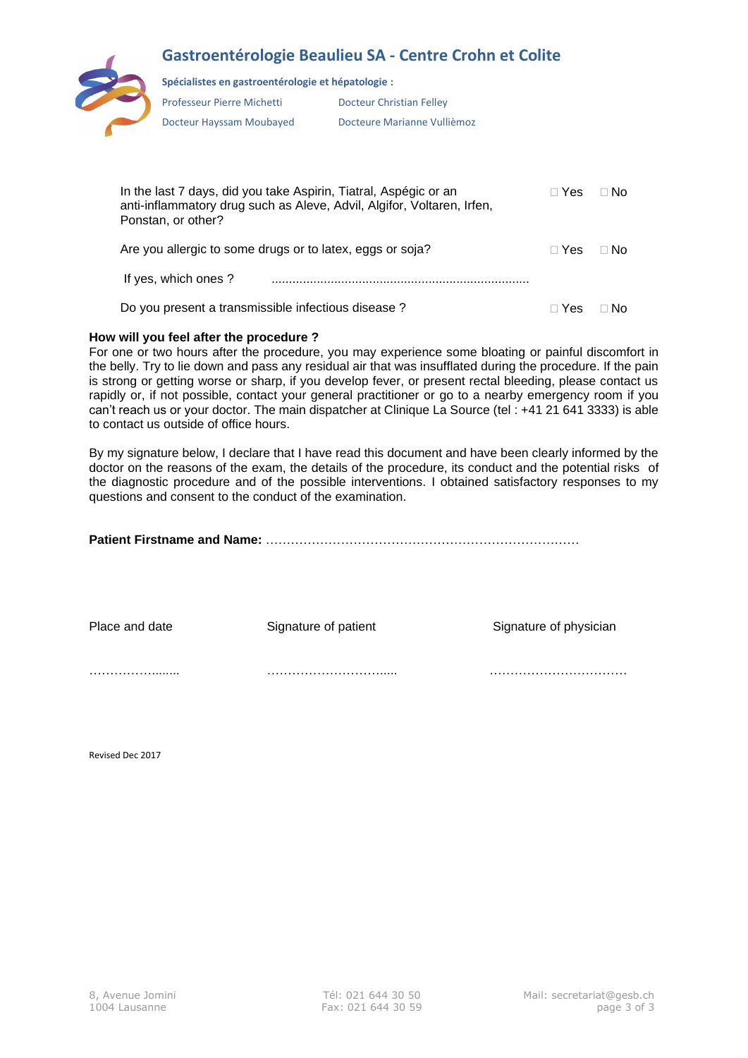# Gastroentérologie Beaulieu SA - Centre Crohn et Colite

**Spécialistes en gastroentérologie et hépatologie :**

Professeur Pierre Michetti | Docteur Christian Felley
Docteur Hayssam Moubayed | Docteure Marianne Vullièmoz

| | | |
|---|---|---|
| In the last 7 days, did you take Aspirin, Tiatral, Aspégic or an anti-inflammatory drug such as Aleve, Advil, Algifor, Voltaren, Irfen, Ponstan, or other? | ☐ Yes | ☐ No |
| Are you allergic to some drugs or to latex, eggs or soja? | ☐ Yes | ☐ No |
| If yes, which ones ? ........................................................................ | | |
| Do you present a transmissible infectious disease ? | ☐ Yes | ☐ No |

**How will you feel after the procedure ?**

For one or two hours after the procedure, you may experience some bloating or painful discomfort in the belly. Try to lie down and pass any residual air that was insufflated during the procedure. If the pain is strong or getting worse or sharp, if you develop fever, or present rectal bleeding, please contact us rapidly or, if not possible, contact your general practitioner or go to a nearby emergency room if you can't reach us or your doctor. The main dispatcher at Clinique La Source (tel : +41 21 641 3333) is able to contact us outside of office hours.

By my signature below, I declare that I have read this document and have been clearly informed by the doctor on the reasons of the exam, the details of the procedure, its conduct and the potential risks of the diagnostic procedure and of the possible interventions. I obtained satisfactory responses to my questions and consent to the conduct of the examination.

**Patient Firstname and Name:** ……………………………………………………………………

| Place and date | Signature of patient | Signature of physician |
|---|---|---|
| ……………....... | …………………………..... | …………………………… |

Revised Dec 2017

8, Avenue Jomini
1004 Lausanne

Tél: 021 644 30 50
Fax: 021 644 30 59

Mail: secretariat@gesb.ch